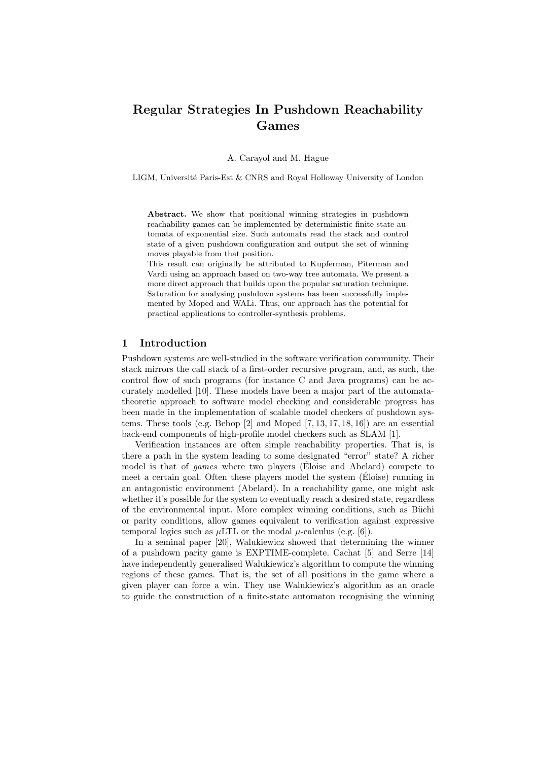# Regular Strategies In Pushdown Reachability Games

A. Carayol and M. Hague

LIGM, Université Paris-Est & CNRS and Royal Holloway University of London

**Abstract.** We show that positional winning strategies in pushdown reachability games can be implemented by deterministic finite state automata of exponential size. Such automata read the stack and control state of a given pushdown configuration and output the set of winning moves playable from that position.

This result can originally be attributed to Kupferman, Piterman and Vardi using an approach based on two-way tree automata. We present a more direct approach that builds upon the popular saturation technique. Saturation for analysing pushdown systems has been successfully implemented by Moped and WALi. Thus, our approach has the potential for practical applications to controller-synthesis problems.

## 1 Introduction

Pushdown systems are well-studied in the software verification community. Their stack mirrors the call stack of a first-order recursive program, and, as such, the control flow of such programs (for instance C and Java programs) can be accurately modelled [10]. These models have been a major part of the automata-theoretic approach to software model checking and considerable progress has been made in the implementation of scalable model checkers of pushdown systems. These tools (e.g. Bebop [2] and Moped [7, 13, 17, 18, 16]) are an essential back-end components of high-profile model checkers such as SLAM [1].

Verification instances are often simple reachability properties. That is, is there a path in the system leading to some designated "error" state? A richer model is that of *games* where two players (Éloise and Abelard) compete to meet a certain goal. Often these players model the system (Éloise) running in an antagonistic environment (Abelard). In a reachability game, one might ask whether it's possible for the system to eventually reach a desired state, regardless of the environmental input. More complex winning conditions, such as Büchi or parity conditions, allow games equivalent to verification against expressive temporal logics such as $\mu$LTL or the modal $\mu$-calculus (e.g. [6]).

In a seminal paper [20], Walukiewicz showed that determining the winner of a pushdown parity game is EXPTIME-complete. Cachat [5] and Serre [14] have independently generalised Walukiewicz's algorithm to compute the winning regions of these games. That is, the set of all positions in the game where a given player can force a win. They use Walukiewicz's algorithm as an oracle to guide the construction of a finite-state automaton recognising the winning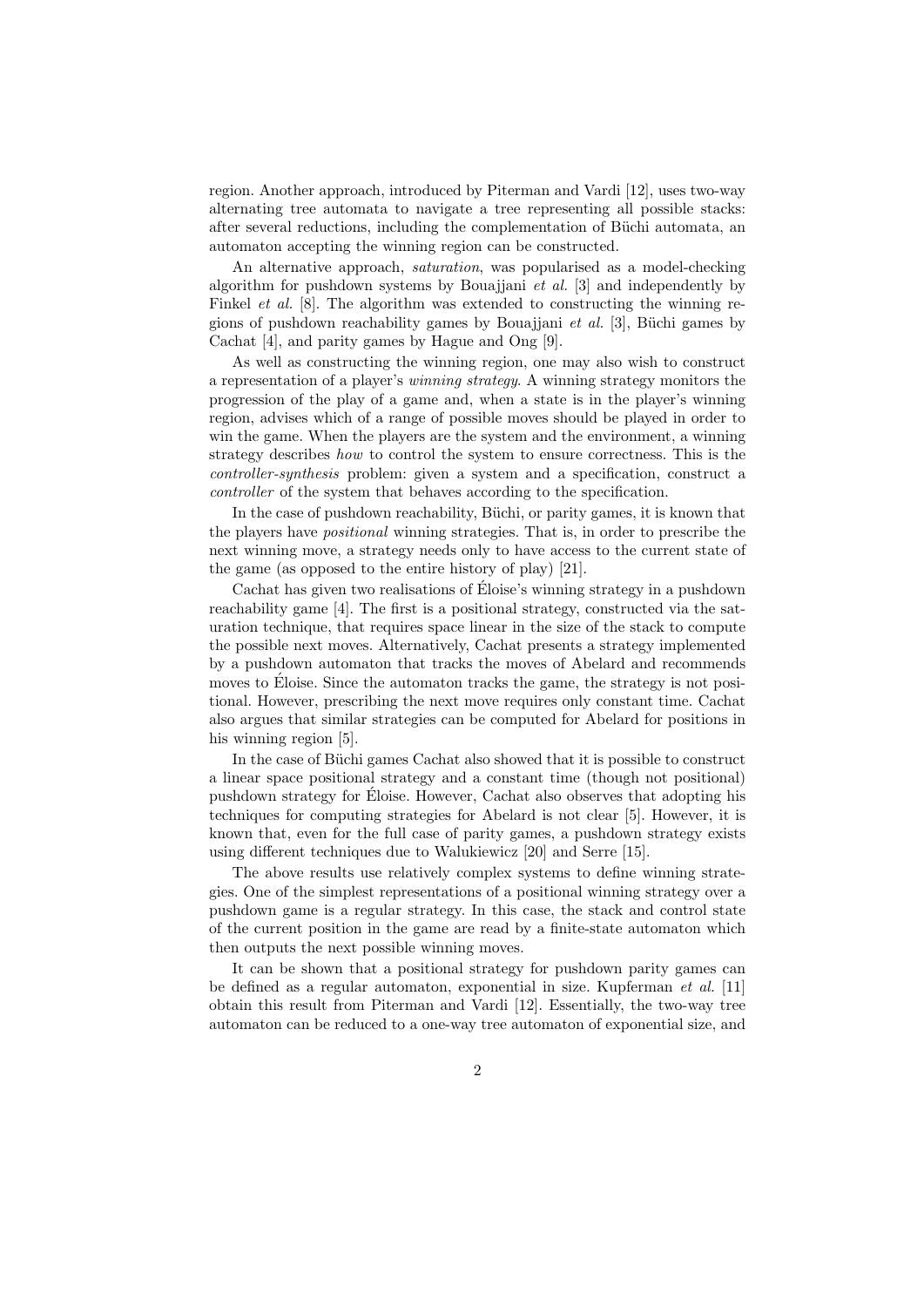region. Another approach, introduced by Piterman and Vardi [12], uses two-way alternating tree automata to navigate a tree representing all possible stacks: after several reductions, including the complementation of Büchi automata, an automaton accepting the winning region can be constructed.

An alternative approach, *saturation*, was popularised as a model-checking algorithm for pushdown systems by Bouajjani *et al.* [3] and independently by Finkel *et al.* [8]. The algorithm was extended to constructing the winning regions of pushdown reachability games by Bouajjani *et al.* [3], Büchi games by Cachat [4], and parity games by Hague and Ong [9].

As well as constructing the winning region, one may also wish to construct a representation of a player's *winning strategy*. A winning strategy monitors the progression of the play of a game and, when a state is in the player's winning region, advises which of a range of possible moves should be played in order to win the game. When the players are the system and the environment, a winning strategy describes *how* to control the system to ensure correctness. This is the *controller-synthesis* problem: given a system and a specification, construct a *controller* of the system that behaves according to the specification.

In the case of pushdown reachability, Büchi, or parity games, it is known that the players have *positional* winning strategies. That is, in order to prescribe the next winning move, a strategy needs only to have access to the current state of the game (as opposed to the entire history of play) [21].

Cachat has given two realisations of Éloise's winning strategy in a pushdown reachability game [4]. The first is a positional strategy, constructed via the saturation technique, that requires space linear in the size of the stack to compute the possible next moves. Alternatively, Cachat presents a strategy implemented by a pushdown automaton that tracks the moves of Abelard and recommends moves to Éloise. Since the automaton tracks the game, the strategy is not positional. However, prescribing the next move requires only constant time. Cachat also argues that similar strategies can be computed for Abelard for positions in his winning region [5].

In the case of Büchi games Cachat also showed that it is possible to construct a linear space positional strategy and a constant time (though not positional) pushdown strategy for Éloise. However, Cachat also observes that adopting his techniques for computing strategies for Abelard is not clear [5]. However, it is known that, even for the full case of parity games, a pushdown strategy exists using different techniques due to Walukiewicz [20] and Serre [15].

The above results use relatively complex systems to define winning strategies. One of the simplest representations of a positional winning strategy over a pushdown game is a regular strategy. In this case, the stack and control state of the current position in the game are read by a finite-state automaton which then outputs the next possible winning moves.

It can be shown that a positional strategy for pushdown parity games can be defined as a regular automaton, exponential in size. Kupferman *et al.* [11] obtain this result from Piterman and Vardi [12]. Essentially, the two-way tree automaton can be reduced to a one-way tree automaton of exponential size, and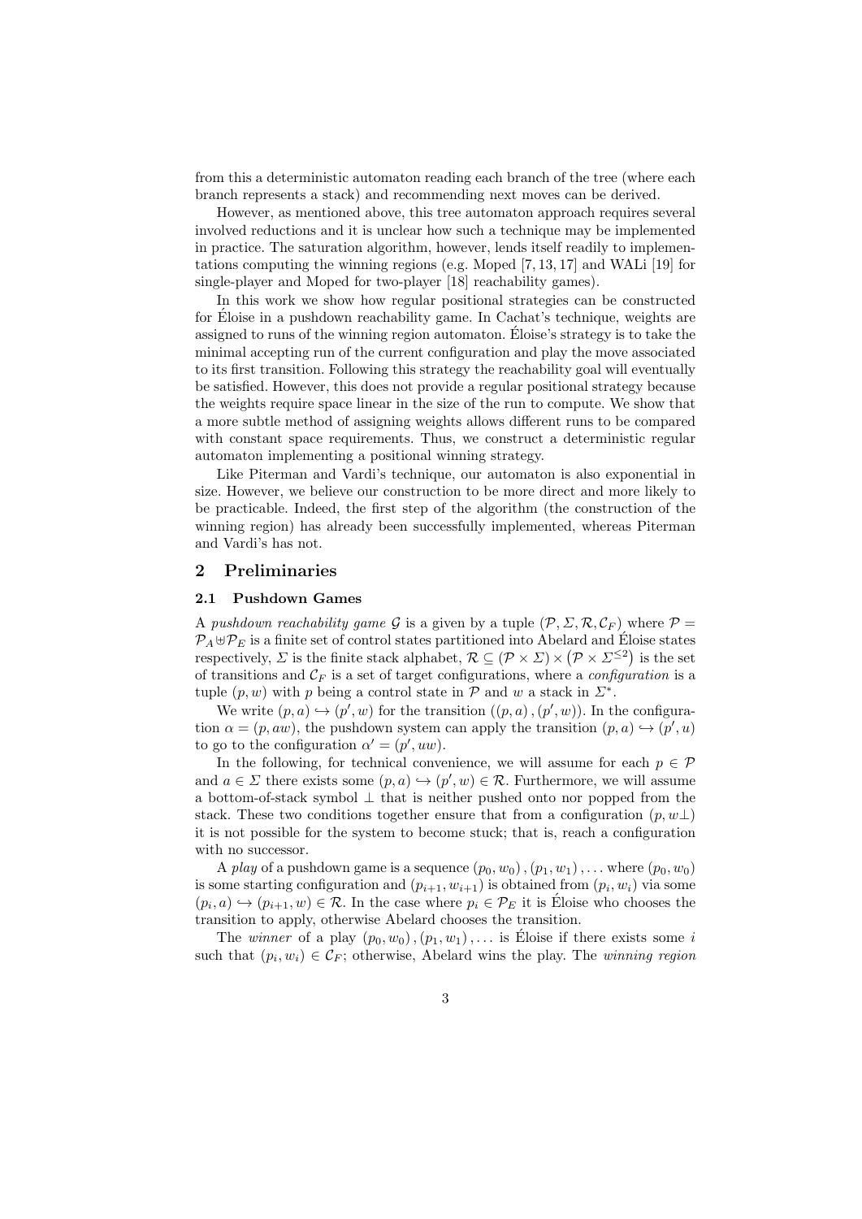from this a deterministic automaton reading each branch of the tree (where each branch represents a stack) and recommending next moves can be derived.

However, as mentioned above, this tree automaton approach requires several involved reductions and it is unclear how such a technique may be implemented in practice. The saturation algorithm, however, lends itself readily to implementations computing the winning regions (e.g. Moped [7, 13, 17] and WALi [19] for single-player and Moped for two-player [18] reachability games).

In this work we show how regular positional strategies can be constructed for Éloise in a pushdown reachability game. In Cachat's technique, weights are assigned to runs of the winning region automaton. Éloise's strategy is to take the minimal accepting run of the current configuration and play the move associated to its first transition. Following this strategy the reachability goal will eventually be satisfied. However, this does not provide a regular positional strategy because the weights require space linear in the size of the run to compute. We show that a more subtle method of assigning weights allows different runs to be compared with constant space requirements. Thus, we construct a deterministic regular automaton implementing a positional winning strategy.

Like Piterman and Vardi's technique, our automaton is also exponential in size. However, we believe our construction to be more direct and more likely to be practicable. Indeed, the first step of the algorithm (the construction of the winning region) has already been successfully implemented, whereas Piterman and Vardi's has not.

## 2 Preliminaries

### 2.1 Pushdown Games

A *pushdown reachability game* $\mathcal{G}$ is a given by a tuple $(\mathcal{P}, \Sigma, \mathcal{R}, \mathcal{C}_F)$ where $\mathcal{P} = \mathcal{P}_A \uplus \mathcal{P}_E$ is a finite set of control states partitioned into Abelard and Éloise states respectively, $\Sigma$ is the finite stack alphabet, $\mathcal{R} \subseteq (\mathcal{P} \times \Sigma) \times \left(\mathcal{P} \times \Sigma^{\leq 2}\right)$ is the set of transitions and $\mathcal{C}_F$ is a set of target configurations, where a *configuration* is a tuple $(p, w)$ with $p$ being a control state in $\mathcal{P}$ and $w$ a stack in $\Sigma^*$.

We write $(p, a) \hookrightarrow (p', w)$ for the transition $((p, a), (p', w))$. In the configuration $\alpha = (p, aw)$, the pushdown system can apply the transition $(p, a) \hookrightarrow (p', u)$ to go to the configuration $\alpha' = (p', uw)$.

In the following, for technical convenience, we will assume for each $p \in \mathcal{P}$ and $a \in \Sigma$ there exists some $(p, a) \hookrightarrow (p', w) \in \mathcal{R}$. Furthermore, we will assume a bottom-of-stack symbol $\perp$ that is neither pushed onto nor popped from the stack. These two conditions together ensure that from a configuration $(p, w\perp)$ it is not possible for the system to become stuck; that is, reach a configuration with no successor.

A *play* of a pushdown game is a sequence $(p_0, w_0), (p_1, w_1), \ldots$ where $(p_0, w_0)$ is some starting configuration and $(p_{i+1}, w_{i+1})$ is obtained from $(p_i, w_i)$ via some $(p_i, a) \hookrightarrow (p_{i+1}, w) \in \mathcal{R}$. In the case where $p_i \in \mathcal{P}_E$ it is Éloise who chooses the transition to apply, otherwise Abelard chooses the transition.

The *winner* of a play $(p_0, w_0), (p_1, w_1), \ldots$ is Éloise if there exists some $i$ such that $(p_i, w_i) \in \mathcal{C}_F$; otherwise, Abelard wins the play. The *winning region*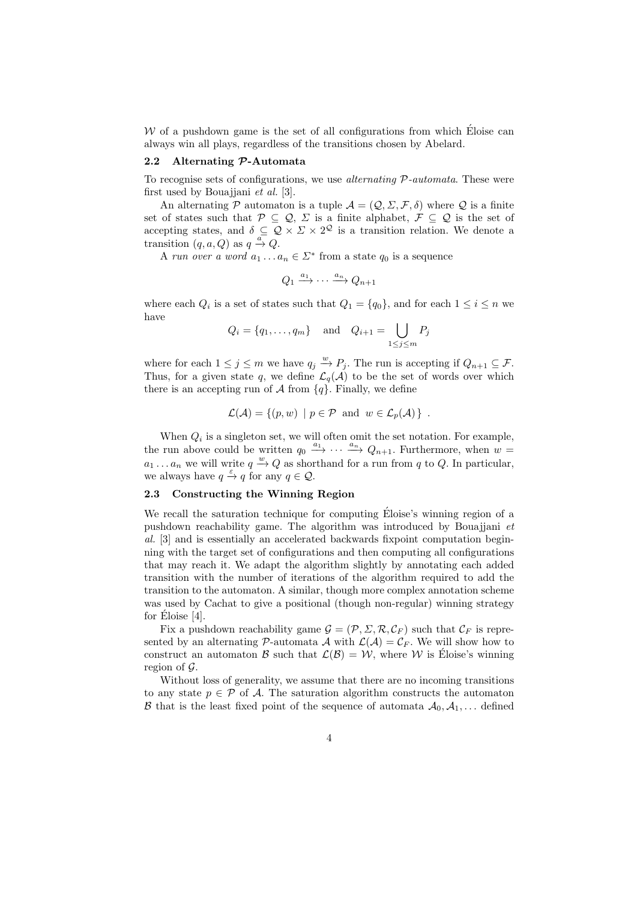$\mathcal{W}$ of a pushdown game is the set of all configurations from which Éloise can always win all plays, regardless of the transitions chosen by Abelard.

### 2.2 Alternating $\mathcal{P}$-Automata

To recognise sets of configurations, we use *alternating $\mathcal{P}$-automata*. These were first used by Bouajjani *et al.* [3].

An alternating $\mathcal{P}$ automaton is a tuple $\mathcal{A} = (\mathcal{Q}, \Sigma, \mathcal{F}, \delta)$ where $\mathcal{Q}$ is a finite set of states such that $\mathcal{P} \subseteq \mathcal{Q}$, $\Sigma$ is a finite alphabet, $\mathcal{F} \subseteq \mathcal{Q}$ is the set of accepting states, and $\delta \subseteq \mathcal{Q} \times \Sigma \times 2^{\mathcal{Q}}$ is a transition relation. We denote a transition $(q, a, Q)$ as $q \xrightarrow{a} Q$.

A *run over a word* $a_1 \ldots a_n \in \Sigma^*$ from a state $q_0$ is a sequence

$$Q_1 \xrightarrow{a_1} \cdots \xrightarrow{a_n} Q_{n+1}$$

where each $Q_i$ is a set of states such that $Q_1 = \{q_0\}$, and for each $1 \leq i \leq n$ we have

$$Q_i = \{q_1, \ldots, q_m\} \quad \text{and} \quad Q_{i+1} = \bigcup_{1 \leq j \leq m} P_j$$

where for each $1 \leq j \leq m$ we have $q_j \xrightarrow{w} P_j$. The run is accepting if $Q_{n+1} \subseteq \mathcal{F}$. Thus, for a given state $q$, we define $\mathcal{L}_q(\mathcal{A})$ to be the set of words over which there is an accepting run of $\mathcal{A}$ from $\{q\}$. Finally, we define

$$\mathcal{L}(\mathcal{A}) = \{(p, w) \mid p \in \mathcal{P} \text{ and } w \in \mathcal{L}_p(\mathcal{A})\} .$$

When $Q_i$ is a singleton set, we will often omit the set notation. For example, the run above could be written $q_0 \xrightarrow{a_1} \cdots \xrightarrow{a_n} Q_{n+1}$. Furthermore, when $w = a_1 \ldots a_n$ we will write $q \xrightarrow{w} Q$ as shorthand for a run from $q$ to $Q$. In particular, we always have $q \xrightarrow{\varepsilon} q$ for any $q \in \mathcal{Q}$.

### 2.3 Constructing the Winning Region

We recall the saturation technique for computing Éloise's winning region of a pushdown reachability game. The algorithm was introduced by Bouajjani *et al.* [3] and is essentially an accelerated backwards fixpoint computation beginning with the target set of configurations and then computing all configurations that may reach it. We adapt the algorithm slightly by annotating each added transition with the number of iterations of the algorithm required to add the transition to the automaton. A similar, though more complex annotation scheme was used by Cachat to give a positional (though non-regular) winning strategy for Éloise [4].

Fix a pushdown reachability game $\mathcal{G} = (\mathcal{P}, \Sigma, \mathcal{R}, \mathcal{C}_F)$ such that $\mathcal{C}_F$ is represented by an alternating $\mathcal{P}$-automata $\mathcal{A}$ with $\mathcal{L}(\mathcal{A}) = \mathcal{C}_F$. We will show how to construct an automaton $\mathcal{B}$ such that $\mathcal{L}(\mathcal{B}) = \mathcal{W}$, where $\mathcal{W}$ is Éloise's winning region of $\mathcal{G}$.

Without loss of generality, we assume that there are no incoming transitions to any state $p \in \mathcal{P}$ of $\mathcal{A}$. The saturation algorithm constructs the automaton $\mathcal{B}$ that is the least fixed point of the sequence of automata $\mathcal{A}_0, \mathcal{A}_1, \ldots$ defined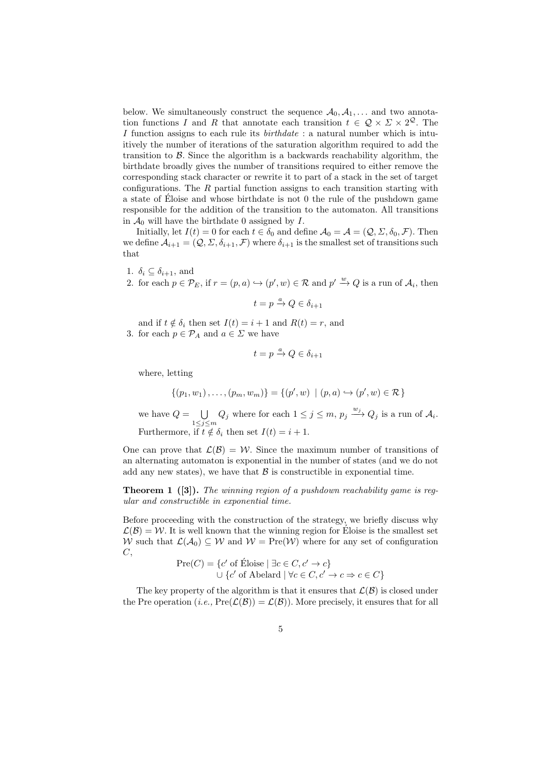below. We simultaneously construct the sequence $\mathcal{A}_0, \mathcal{A}_1, \ldots$ and two annotation functions $I$ and $R$ that annotate each transition $t \in \mathcal{Q} \times \Sigma \times 2^{\mathcal{Q}}$. The $I$ function assigns to each rule its *birthdate* : a natural number which is intuitively the number of iterations of the saturation algorithm required to add the transition to $\mathcal{B}$. Since the algorithm is a backwards reachability algorithm, the birthdate broadly gives the number of transitions required to either remove the corresponding stack character or rewrite it to part of a stack in the set of target configurations. The $R$ partial function assigns to each transition starting with a state of Éloise and whose birthdate is not 0 the rule of the pushdown game responsible for the addition of the transition to the automaton. All transitions in $\mathcal{A}_0$ will have the birthdate 0 assigned by $I$.

Initially, let $I(t) = 0$ for each $t \in \delta_0$ and define $\mathcal{A}_0 = \mathcal{A} = (\mathcal{Q}, \Sigma, \delta_0, \mathcal{F})$. Then we define $\mathcal{A}_{i+1} = (\mathcal{Q}, \Sigma, \delta_{i+1}, \mathcal{F})$ where $\delta_{i+1}$ is the smallest set of transitions such that

1. $\delta_i \subseteq \delta_{i+1}$, and
2. for each $p \in \mathcal{P}_E$, if $r = (p, a) \hookrightarrow (p', w) \in \mathcal{R}$ and $p' \xrightarrow{w} Q$ is a run of $\mathcal{A}_i$, then

$$t = p \xrightarrow{a} Q \in \delta_{i+1}$$

   and if $t \notin \delta_i$ then set $I(t) = i + 1$ and $R(t) = r$, and
3. for each $p \in \mathcal{P}_A$ and $a \in \Sigma$ we have

$$t = p \xrightarrow{a} Q \in \delta_{i+1}$$

   where, letting

$$\{(p_1, w_1), \ldots, (p_m, w_m)\} = \{(p', w) \mid (p, a) \hookrightarrow (p', w) \in \mathcal{R}\}$$

   we have $Q = \bigcup_{1 \leq j \leq m} Q_j$ where for each $1 \leq j \leq m$, $p_j \xrightarrow{w_j} Q_j$ is a run of $\mathcal{A}_i$. Furthermore, if $t \notin \delta_i$ then set $I(t) = i + 1$.

One can prove that $\mathcal{L}(\mathcal{B}) = \mathcal{W}$. Since the maximum number of transitions of an alternating automaton is exponential in the number of states (and we do not add any new states), we have that $\mathcal{B}$ is constructible in exponential time.

**Theorem 1 ([3]).** *The winning region of a pushdown reachability game is regular and constructible in exponential time.*

Before proceeding with the construction of the strategy, we briefly discuss why $\mathcal{L}(\mathcal{B}) = \mathcal{W}$. It is well known that the winning region for Éloise is the smallest set $\mathcal{W}$ such that $\mathcal{L}(\mathcal{A}_0) \subseteq \mathcal{W}$ and $\mathcal{W} = \text{Pre}(\mathcal{W})$ where for any set of configuration $C$,

$$\begin{aligned} \text{Pre}(C) = &\{c' \text{ of Éloise} \mid \exists c \in C, c' \to c\} \\ &\cup \{c' \text{ of Abelard} \mid \forall c \in C, c' \to c \Rightarrow c \in C\} \end{aligned}$$

The key property of the algorithm is that it ensures that $\mathcal{L}(\mathcal{B})$ is closed under the Pre operation (*i.e.,* $\text{Pre}(\mathcal{L}(\mathcal{B})) = \mathcal{L}(\mathcal{B})$). More precisely, it ensures that for all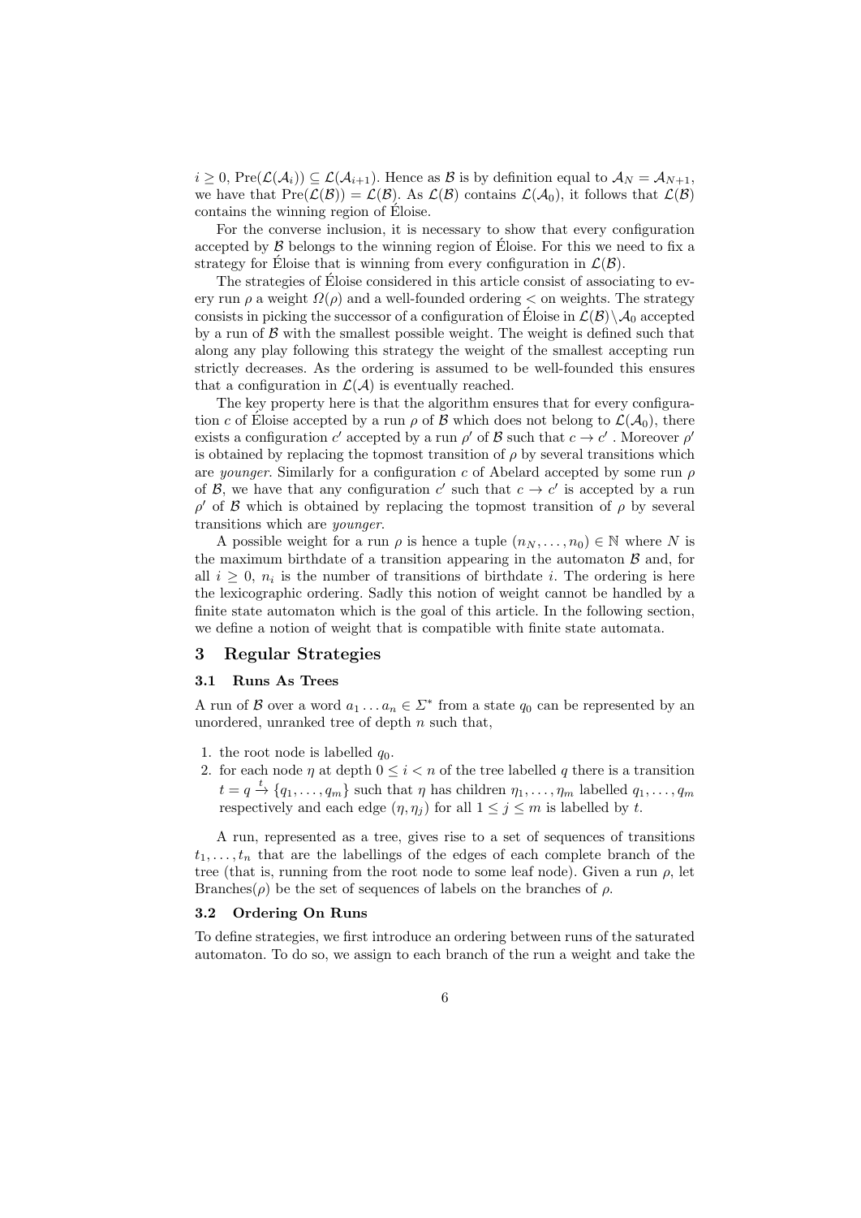$i \geq 0$, $\mathrm{Pre}(\mathcal{L}(\mathcal{A}_i)) \subseteq \mathcal{L}(\mathcal{A}_{i+1})$. Hence as $\mathcal{B}$ is by definition equal to $\mathcal{A}_N = \mathcal{A}_{N+1}$, we have that $\mathrm{Pre}(\mathcal{L}(\mathcal{B})) = \mathcal{L}(\mathcal{B})$. As $\mathcal{L}(\mathcal{B})$ contains $\mathcal{L}(\mathcal{A}_0)$, it follows that $\mathcal{L}(\mathcal{B})$ contains the winning region of Éloise.

For the converse inclusion, it is necessary to show that every configuration accepted by $\mathcal{B}$ belongs to the winning region of Éloise. For this we need to fix a strategy for Éloise that is winning from every configuration in $\mathcal{L}(\mathcal{B})$.

The strategies of Éloise considered in this article consist of associating to every run $\rho$ a weight $\Omega(\rho)$ and a well-founded ordering $<$ on weights. The strategy consists in picking the successor of a configuration of Éloise in $\mathcal{L}(\mathcal{B}) \setminus \mathcal{A}_0$ accepted by a run of $\mathcal{B}$ with the smallest possible weight. The weight is defined such that along any play following this strategy the weight of the smallest accepting run strictly decreases. As the ordering is assumed to be well-founded this ensures that a configuration in $\mathcal{L}(\mathcal{A})$ is eventually reached.

The key property here is that the algorithm ensures that for every configuration $c$ of Éloise accepted by a run $\rho$ of $\mathcal{B}$ which does not belong to $\mathcal{L}(\mathcal{A}_0)$, there exists a configuration $c'$ accepted by a run $\rho'$ of $\mathcal{B}$ such that $c \rightarrow c'$. Moreover $\rho'$ is obtained by replacing the topmost transition of $\rho$ by several transitions which are *younger*. Similarly for a configuration $c$ of Abelard accepted by some run $\rho$ of $\mathcal{B}$, we have that any configuration $c'$ such that $c \rightarrow c'$ is accepted by a run $\rho'$ of $\mathcal{B}$ which is obtained by replacing the topmost transition of $\rho$ by several transitions which are *younger*.

A possible weight for a run $\rho$ is hence a tuple $(n_N, \ldots, n_0) \in \mathbb{N}$ where $N$ is the maximum birthdate of a transition appearing in the automaton $\mathcal{B}$ and, for all $i \geq 0$, $n_i$ is the number of transitions of birthdate $i$. The ordering is here the lexicographic ordering. Sadly this notion of weight cannot be handled by a finite state automaton which is the goal of this article. In the following section, we define a notion of weight that is compatible with finite state automata.

## 3 Regular Strategies

### 3.1 Runs As Trees

A run of $\mathcal{B}$ over a word $a_1 \ldots a_n \in \Sigma^*$ from a state $q_0$ can be represented by an unordered, unranked tree of depth $n$ such that,

1. the root node is labelled $q_0$.
2. for each node $\eta$ at depth $0 \leq i < n$ of the tree labelled $q$ there is a transition $t = q \xrightarrow{t} \{q_1, \ldots, q_m\}$ such that $\eta$ has children $\eta_1, \ldots, \eta_m$ labelled $q_1, \ldots, q_m$ respectively and each edge $(\eta, \eta_j)$ for all $1 \leq j \leq m$ is labelled by $t$.

A run, represented as a tree, gives rise to a set of sequences of transitions $t_1, \ldots, t_n$ that are the labellings of the edges of each complete branch of the tree (that is, running from the root node to some leaf node). Given a run $\rho$, let $\mathrm{Branches}(\rho)$ be the set of sequences of labels on the branches of $\rho$.

### 3.2 Ordering On Runs

To define strategies, we first introduce an ordering between runs of the saturated automaton. To do so, we assign to each branch of the run a weight and take the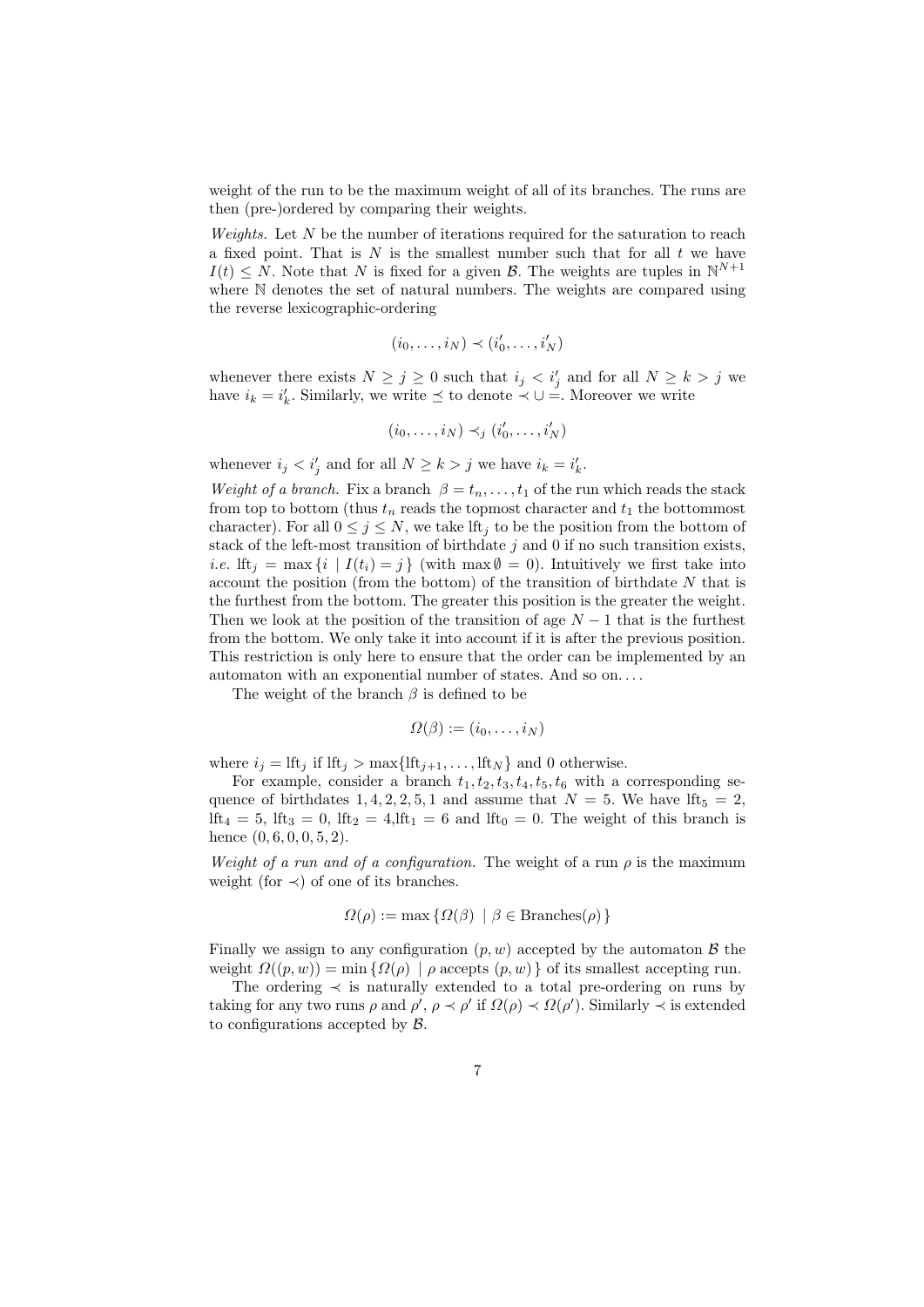weight of the run to be the maximum weight of all of its branches. The runs are then (pre-)ordered by comparing their weights.

*Weights.* Let $N$ be the number of iterations required for the saturation to reach a fixed point. That is $N$ is the smallest number such that for all $t$ we have $I(t) \leq N$. Note that $N$ is fixed for a given $\mathcal{B}$. The weights are tuples in $\mathbb{N}^{N+1}$ where $\mathbb{N}$ denotes the set of natural numbers. The weights are compared using the reverse lexicographic-ordering

$$(i_0, \ldots, i_N) \prec (i'_0, \ldots, i'_N)$$

whenever there exists $N \geq j \geq 0$ such that $i_j < i'_j$ and for all $N \geq k > j$ we have $i_k = i'_k$. Similarly, we write $\preceq$ to denote $\prec \cup =$. Moreover we write

$$(i_0, \ldots, i_N) \prec_j (i'_0, \ldots, i'_N)$$

whenever $i_j < i'_j$ and for all $N \geq k > j$ we have $i_k = i'_k$.

*Weight of a branch.* Fix a branch $\beta = t_n, \ldots, t_1$ of the run which reads the stack from top to bottom (thus $t_n$ reads the topmost character and $t_1$ the bottommost character). For all $0 \leq j \leq N$, we take $\mathrm{lft}_j$ to be the position from the bottom of stack of the left-most transition of birthdate $j$ and 0 if no such transition exists, *i.e.* $\mathrm{lft}_j = \max\{ i \mid I(t_i) = j \}$ (with $\max \emptyset = 0$). Intuitively we first take into account the position (from the bottom) of the transition of birthdate $N$ that is the furthest from the bottom. The greater this position is the greater the weight. Then we look at the position of the transition of age $N-1$ that is the furthest from the bottom. We only take it into account if it is after the previous position. This restriction is only here to ensure that the order can be implemented by an automaton with an exponential number of states. And so on....

The weight of the branch $\beta$ is defined to be

$$\Omega(\beta) := (i_0, \ldots, i_N)$$

where $i_j = \mathrm{lft}_j$ if $\mathrm{lft}_j > \max\{\mathrm{lft}_{j+1}, \ldots, \mathrm{lft}_N\}$ and 0 otherwise.

For example, consider a branch $t_1, t_2, t_3, t_4, t_5, t_6$ with a corresponding sequence of birthdates $1, 4, 2, 2, 5, 1$ and assume that $N = 5$. We have $\mathrm{lft}_5 = 2$, $\mathrm{lft}_4 = 5$, $\mathrm{lft}_3 = 0$, $\mathrm{lft}_2 = 4$, $\mathrm{lft}_1 = 6$ and $\mathrm{lft}_0 = 0$. The weight of this branch is hence $(0, 6, 0, 0, 5, 2)$.

*Weight of a run and of a configuration.* The weight of a run $\rho$ is the maximum weight (for $\prec$) of one of its branches.

$$\Omega(\rho) := \max\{ \Omega(\beta) \mid \beta \in \mathrm{Branches}(\rho) \}$$

Finally we assign to any configuration $(p, w)$ accepted by the automaton $\mathcal{B}$ the weight $\Omega((p, w)) = \min\{ \Omega(\rho) \mid \rho \text{ accepts } (p, w) \}$ of its smallest accepting run.

The ordering $\prec$ is naturally extended to a total pre-ordering on runs by taking for any two runs $\rho$ and $\rho'$, $\rho \prec \rho'$ if $\Omega(\rho) \prec \Omega(\rho')$. Similarly $\prec$ is extended to configurations accepted by $\mathcal{B}$.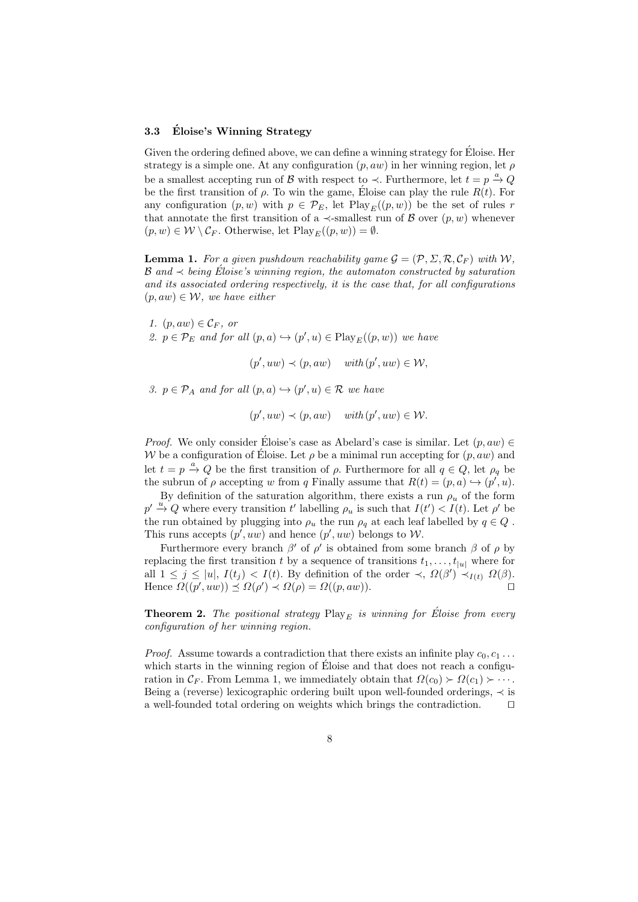### 3.3 Éloise's Winning Strategy

Given the ordering defined above, we can define a winning strategy for Éloise. Her strategy is a simple one. At any configuration $(p, aw)$ in her winning region, let $\rho$ be a smallest accepting run of $\mathcal{B}$ with respect to $\prec$. Furthermore, let $t = p \xrightarrow{a} Q$ be the first transition of $\rho$. To win the game, Éloise can play the rule $R(t)$. For any configuration $(p, w)$ with $p \in \mathcal{P}_E$, let $\mathrm{Play}_E((p, w))$ be the set of rules $r$ that annotate the first transition of a $\prec$-smallest run of $\mathcal{B}$ over $(p, w)$ whenever $(p, w) \in \mathcal{W} \setminus \mathcal{C}_F$. Otherwise, let $\mathrm{Play}_E((p, w)) = \emptyset$.

**Lemma 1.** *For a given pushdown reachability game $\mathcal{G} = (\mathcal{P}, \Sigma, \mathcal{R}, \mathcal{C}_F)$ with $\mathcal{W}$, $\mathcal{B}$ and $\prec$ being Éloise's winning region, the automaton constructed by saturation and its associated ordering respectively, it is the case that, for all configurations $(p, aw) \in \mathcal{W}$, we have either*

1. *$(p, aw) \in \mathcal{C}_F$, or*
2. *$p \in \mathcal{P}_E$ and for all $(p, a) \hookrightarrow (p', u) \in \mathrm{Play}_E((p, w))$ we have*
$$(p', uw) \prec (p, aw) \quad \textit{with}\, (p', uw) \in \mathcal{W},$$
3. *$p \in \mathcal{P}_A$ and for all $(p, a) \hookrightarrow (p', u) \in \mathcal{R}$ we have*
$$(p', uw) \prec (p, aw) \quad \textit{with}\, (p', uw) \in \mathcal{W}.$$

*Proof.* We only consider Éloise's case as Abelard's case is similar. Let $(p, aw) \in \mathcal{W}$ be a configuration of Éloise. Let $\rho$ be a minimal run accepting for $(p, aw)$ and let $t = p \xrightarrow{a} Q$ be the first transition of $\rho$. Furthermore for all $q \in Q$, let $\rho_q$ be the subrun of $\rho$ accepting $w$ from $q$ Finally assume that $R(t) = (p, a) \hookrightarrow (p', u)$.

By definition of the saturation algorithm, there exists a run $\rho_u$ of the form $p' \xrightarrow{u} Q$ where every transition $t'$ labelling $\rho_u$ is such that $I(t') < I(t)$. Let $\rho'$ be the run obtained by plugging into $\rho_u$ the run $\rho_q$ at each leaf labelled by $q \in Q$. This runs accepts $(p', uw)$ and hence $(p', uw)$ belongs to $\mathcal{W}$.

Furthermore every branch $\beta'$ of $\rho'$ is obtained from some branch $\beta$ of $\rho$ by replacing the first transition $t$ by a sequence of transitions $t_1, \ldots, t_{|u|}$ where for all $1 \leq j \leq |u|$, $I(t_j) < I(t)$. By definition of the order $\prec$, $\Omega(\beta') \prec_{I(t)} \Omega(\beta)$. Hence $\Omega((p', uw)) \preceq \Omega(\rho') \prec \Omega(\rho) = \Omega((p, aw))$. $\square$

**Theorem 2.** *The positional strategy $\mathrm{Play}_E$ is winning for Éloise from every configuration of her winning region.*

*Proof.* Assume towards a contradiction that there exists an infinite play $c_0, c_1 \ldots$ which starts in the winning region of Éloise and that does not reach a configuration in $\mathcal{C}_F$. From Lemma 1, we immediately obtain that $\Omega(c_0) \succ \Omega(c_1) \succ \cdots$. Being a (reverse) lexicographic ordering built upon well-founded orderings, $\prec$ is a well-founded total ordering on weights which brings the contradiction. $\square$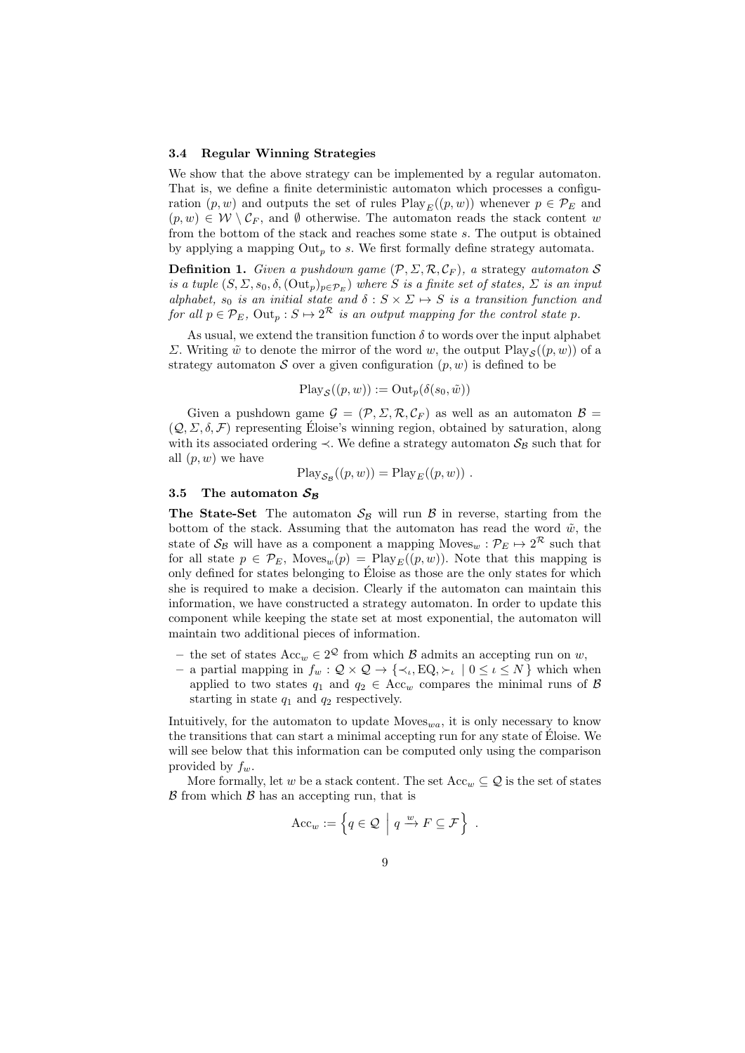### 3.4 Regular Winning Strategies

We show that the above strategy can be implemented by a regular automaton. That is, we define a finite deterministic automaton which processes a configuration $(p, w)$ and outputs the set of rules $\mathrm{Play}_E((p, w))$ whenever $p \in \mathcal{P}_E$ and $(p, w) \in \mathcal{W} \setminus \mathcal{C}_F$, and $\emptyset$ otherwise. The automaton reads the stack content $w$ from the bottom of the stack and reaches some state $s$. The output is obtained by applying a mapping $\mathrm{Out}_p$ to $s$. We first formally define strategy automata.

**Definition 1.** *Given a pushdown game $(\mathcal{P}, \Sigma, \mathcal{R}, \mathcal{C}_F)$, a* strategy *automaton $\mathcal{S}$ is a tuple $(S, \Sigma, s_0, \delta, (\mathrm{Out}_p)_{p \in \mathcal{P}_E})$ where $S$ is a finite set of states, $\Sigma$ is an input alphabet, $s_0$ is an initial state and $\delta : S \times \Sigma \mapsto S$ is a transition function and for all $p \in \mathcal{P}_E$, $\mathrm{Out}_p : S \mapsto 2^{\mathcal{R}}$ is an output mapping for the control state $p$.*

As usual, we extend the transition function $\delta$ to words over the input alphabet $\Sigma$. Writing $\tilde{w}$ to denote the mirror of the word $w$, the output $\mathrm{Play}_{\mathcal{S}}((p, w))$ of a strategy automaton $\mathcal{S}$ over a given configuration $(p, w)$ is defined to be

$$\mathrm{Play}_{\mathcal{S}}((p, w)) := \mathrm{Out}_p(\delta(s_0, \tilde{w}))$$

Given a pushdown game $\mathcal{G} = (\mathcal{P}, \Sigma, \mathcal{R}, \mathcal{C}_F)$ as well as an automaton $\mathcal{B} = (\mathcal{Q}, \Sigma, \delta, \mathcal{F})$ representing Éloise's winning region, obtained by saturation, along with its associated ordering $\prec$. We define a strategy automaton $\mathcal{S}_{\mathcal{B}}$ such that for all $(p, w)$ we have

$$\mathrm{Play}_{\mathcal{S}_{\mathcal{B}}}((p, w)) = \mathrm{Play}_E((p, w)) \ .$$

### 3.5 The automaton $\mathcal{S}_{\mathcal{B}}$

**The State-Set** The automaton $\mathcal{S}_{\mathcal{B}}$ will run $\mathcal{B}$ in reverse, starting from the bottom of the stack. Assuming that the automaton has read the word $\tilde{w}$, the state of $\mathcal{S}_{\mathcal{B}}$ will have as a component a mapping $\mathrm{Moves}_w : \mathcal{P}_E \mapsto 2^{\mathcal{R}}$ such that for all state $p \in \mathcal{P}_E$, $\mathrm{Moves}_w(p) = \mathrm{Play}_E((p, w))$. Note that this mapping is only defined for states belonging to Éloise as those are the only states for which she is required to make a decision. Clearly if the automaton can maintain this information, we have constructed a strategy automaton. In order to update this component while keeping the state set at most exponential, the automaton will maintain two additional pieces of information.

- the set of states $\mathrm{Acc}_w \in 2^{\mathcal{Q}}$ from which $\mathcal{B}$ admits an accepting run on $w$,
- a partial mapping in $f_w : \mathcal{Q} \times \mathcal{Q} \to \{\prec_\iota, \mathrm{EQ}, \succ_\iota \mid 0 \leq \iota \leq N\}$ which when applied to two states $q_1$ and $q_2 \in \mathrm{Acc}_w$ compares the minimal runs of $\mathcal{B}$ starting in state $q_1$ and $q_2$ respectively.

Intuitively, for the automaton to update $\mathrm{Moves}_{wa}$, it is only necessary to know the transitions that can start a minimal accepting run for any state of Éloise. We will see below that this information can be computed only using the comparison provided by $f_w$.

More formally, let $w$ be a stack content. The set $\mathrm{Acc}_w \subseteq \mathcal{Q}$ is the set of states $\mathcal{B}$ from which $\mathcal{B}$ has an accepting run, that is

$$\mathrm{Acc}_w := \left\{ q \in \mathcal{Q} \;\middle|\; q \xrightarrow{w} F \subseteq \mathcal{F} \right\} \ .$$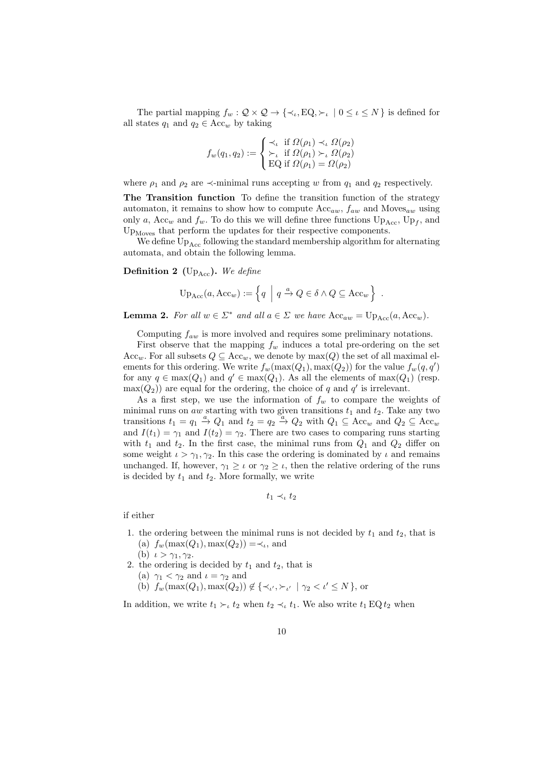The partial mapping $f_w : \mathcal{Q} \times \mathcal{Q} \to \{\prec_\iota, \mathrm{EQ}, \succ_\iota \mid 0 \leq \iota \leq N\}$ is defined for all states $q_1$ and $q_2 \in \mathrm{Acc}_w$ by taking

$$f_w(q_1, q_2) := \begin{cases} \prec_\iota & \text{if } \Omega(\rho_1) \prec_\iota \Omega(\rho_2) \\ \succ_\iota & \text{if } \Omega(\rho_1) \succ_\iota \Omega(\rho_2) \\ \mathrm{EQ} & \text{if } \Omega(\rho_1) = \Omega(\rho_2) \end{cases}$$

where $\rho_1$ and $\rho_2$ are $\prec$-minimal runs accepting $w$ from $q_1$ and $q_2$ respectively.

**The Transition function** To define the transition function of the strategy automaton, it remains to show how to compute $\mathrm{Acc}_{aw}$, $f_{aw}$ and $\mathrm{Moves}_{aw}$ using only $a$, $\mathrm{Acc}_w$ and $f_w$. To do this we will define three functions $\mathrm{Up}_{\mathrm{Acc}}$, $\mathrm{Up}_f$, and $\mathrm{Up}_{\mathrm{Moves}}$ that perform the updates for their respective components.

We define $\mathrm{Up}_{\mathrm{Acc}}$ following the standard membership algorithm for alternating automata, and obtain the following lemma.

**Definition 2 ($\mathrm{Up}_{\mathrm{Acc}}$).** *We define*

$$\mathrm{Up}_{\mathrm{Acc}}(a, \mathrm{Acc}_w) := \left\{ q \;\middle|\; q \xrightarrow{a} Q \in \delta \wedge Q \subseteq \mathrm{Acc}_w \right\} .$$

**Lemma 2.** *For all $w \in \Sigma^*$ and all $a \in \Sigma$ we have $\mathrm{Acc}_{aw} = \mathrm{Up}_{\mathrm{Acc}}(a, \mathrm{Acc}_w)$.*

Computing $f_{aw}$ is more involved and requires some preliminary notations.

First observe that the mapping $f_w$ induces a total pre-ordering on the set $\mathrm{Acc}_w$. For all subsets $Q \subseteq \mathrm{Acc}_w$, we denote by $\max(Q)$ the set of all maximal elements for this ordering. We write $f_w(\max(Q_1), \max(Q_2))$ for the value $f_w(q, q')$ for any $q \in \max(Q_1)$ and $q' \in \max(Q_1)$. As all the elements of $\max(Q_1)$ (resp. $\max(Q_2)$) are equal for the ordering, the choice of $q$ and $q'$ is irrelevant.

As a first step, we use the information of $f_w$ to compare the weights of minimal runs on $aw$ starting with two given transitions $t_1$ and $t_2$. Take any two transitions $t_1 = q_1 \xrightarrow{a} Q_1$ and $t_2 = q_2 \xrightarrow{a} Q_2$ with $Q_1 \subseteq \mathrm{Acc}_w$ and $Q_2 \subseteq \mathrm{Acc}_w$ and $I(t_1) = \gamma_1$ and $I(t_2) = \gamma_2$. There are two cases to comparing runs starting with $t_1$ and $t_2$. In the first case, the minimal runs from $Q_1$ and $Q_2$ differ on some weight $\iota > \gamma_1, \gamma_2$. In this case the ordering is dominated by $\iota$ and remains unchanged. If, however, $\gamma_1 \geq \iota$ or $\gamma_2 \geq \iota$, then the relative ordering of the runs is decided by $t_1$ and $t_2$. More formally, we write

$$t_1 \prec_\iota t_2$$

if either

1. the ordering between the minimal runs is not decided by $t_1$ and $t_2$, that is
   (a) $f_w(\max(Q_1), \max(Q_2)) = \prec_\iota$, and
   (b) $\iota > \gamma_1, \gamma_2$.
2. the ordering is decided by $t_1$ and $t_2$, that is
   (a) $\gamma_1 < \gamma_2$ and $\iota = \gamma_2$ and
   (b) $f_w(\max(Q_1), \max(Q_2)) \notin \{\prec_{\iota'}, \succ_{\iota'} \mid \gamma_2 < \iota' \leq N\}$, or

In addition, we write $t_1 \succ_\iota t_2$ when $t_2 \prec_\iota t_1$. We also write $t_1 \,\mathrm{EQ}\, t_2$ when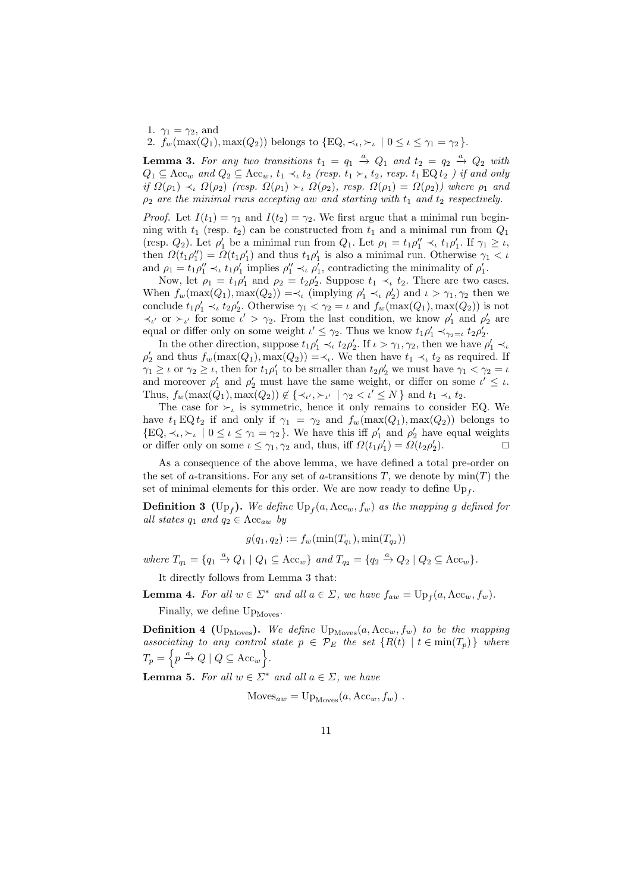1. $\gamma_1 = \gamma_2$, and
2. $f_w(\max(Q_1), \max(Q_2))$ belongs to $\{\mathrm{EQ}, \prec_\iota, \succ_\iota \mid 0 \leq \iota \leq \gamma_1 = \gamma_2\}$.

**Lemma 3.** *For any two transitions $t_1 = q_1 \xrightarrow{a} Q_1$ and $t_2 = q_2 \xrightarrow{a} Q_2$ with $Q_1 \subseteq \mathrm{Acc}_w$ and $Q_2 \subseteq \mathrm{Acc}_w$, $t_1 \prec_\iota t_2$ (resp. $t_1 \succ_\iota t_2$, resp. $t_1 \,\mathrm{EQ}\, t_2$ ) if and only if $\Omega(\rho_1) \prec_\iota \Omega(\rho_2)$ (resp. $\Omega(\rho_1) \succ_\iota \Omega(\rho_2)$, resp. $\Omega(\rho_1) = \Omega(\rho_2)$) where $\rho_1$ and $\rho_2$ are the minimal runs accepting $aw$ and starting with $t_1$ and $t_2$ respectively.*

*Proof.* Let $I(t_1) = \gamma_1$ and $I(t_2) = \gamma_2$. We first argue that a minimal run beginning with $t_1$ (resp. $t_2$) can be constructed from $t_1$ and a minimal run from $Q_1$ (resp. $Q_2$). Let $\rho_1'$ be a minimal run from $Q_1$. Let $\rho_1 = t_1\rho_1'' \prec_\iota t_1\rho_1'$. If $\gamma_1 \geq \iota$, then $\Omega(t_1\rho_1'') = \Omega(t_1\rho_1')$ and thus $t_1\rho_1'$ is also a minimal run. Otherwise $\gamma_1 < \iota$ and $\rho_1 = t_1\rho_1'' \prec_\iota t_1\rho_1'$ implies $\rho_1'' \prec_\iota \rho_1'$, contradicting the minimality of $\rho_1'$.

Now, let $\rho_1 = t_1\rho_1'$ and $\rho_2 = t_2\rho_2'$. Suppose $t_1 \prec_\iota t_2$. There are two cases. When $f_w(\max(Q_1), \max(Q_2)) = \prec_\iota$ (implying $\rho_1' \prec_\iota \rho_2'$) and $\iota > \gamma_1, \gamma_2$ then we conclude $t_1\rho_1' \prec_\iota t_2\rho_2'$. Otherwise $\gamma_1 < \gamma_2 = \iota$ and $f_w(\max(Q_1), \max(Q_2))$ is not $\prec_{\iota'}$ or $\succ_{\iota'}$ for some $\iota' > \gamma_2$. From the last condition, we know $\rho_1'$ and $\rho_2'$ are equal or differ only on some weight $\iota' \leq \gamma_2$. Thus we know $t_1\rho_1' \prec_{\gamma_2 = \iota} t_2\rho_2'$.

In the other direction, suppose $t_1\rho_1' \prec_\iota t_2\rho_2'$. If $\iota > \gamma_1, \gamma_2$, then we have $\rho_1' \prec_\iota \rho_2'$ and thus $f_w(\max(Q_1), \max(Q_2)) = \prec_\iota$. We then have $t_1 \prec_\iota t_2$ as required. If $\gamma_1 \geq \iota$ or $\gamma_2 \geq \iota$, then for $t_1\rho_1'$ to be smaller than $t_2\rho_2'$ we must have $\gamma_1 < \gamma_2 = \iota$ and moreover $\rho_1'$ and $\rho_2'$ must have the same weight, or differ on some $\iota' \leq \iota$. Thus, $f_w(\max(Q_1), \max(Q_2)) \notin \{\prec_{\iota'}, \succ_{\iota'} \mid \gamma_2 < \iota' \leq N\}$ and $t_1 \prec_\iota t_2$.

The case for $\succ_\iota$ is symmetric, hence it only remains to consider EQ. We have $t_1 \,\mathrm{EQ}\, t_2$ if and only if $\gamma_1 = \gamma_2$ and $f_w(\max(Q_1), \max(Q_2))$ belongs to $\{\mathrm{EQ}, \prec_\iota, \succ_\iota \mid 0 \leq \iota \leq \gamma_1 = \gamma_2\}$. We have this iff $\rho_1'$ and $\rho_2'$ have equal weights or differ only on some $\iota \leq \gamma_1, \gamma_2$ and, thus, iff $\Omega(t_1\rho_1') = \Omega(t_2\rho_2')$. $\square$

As a consequence of the above lemma, we have defined a total pre-order on the set of $a$-transitions. For any set of $a$-transitions $T$, we denote by $\min(T)$ the set of minimal elements for this order. We are now ready to define $\mathrm{Up}_f$.

**Definition 3 ($\mathrm{Up}_f$).** *We define $\mathrm{Up}_f(a, \mathrm{Acc}_w, f_w)$ as the mapping $g$ defined for all states $q_1$ and $q_2 \in \mathrm{Acc}_{aw}$ by*

$$g(q_1, q_2) := f_w(\min(T_{q_1}), \min(T_{q_2}))$$

*where $T_{q_1} = \{q_1 \xrightarrow{a} Q_1 \mid Q_1 \subseteq \mathrm{Acc}_w\}$ and $T_{q_2} = \{q_2 \xrightarrow{a} Q_2 \mid Q_2 \subseteq \mathrm{Acc}_w\}$.*

It directly follows from Lemma 3 that:

**Lemma 4.** *For all $w \in \Sigma^*$ and all $a \in \Sigma$, we have $f_{aw} = \mathrm{Up}_f(a, \mathrm{Acc}_w, f_w)$.*

Finally, we define $\mathrm{Up}_{\mathrm{Moves}}$.

**Definition 4 ($\mathrm{Up}_{\mathrm{Moves}}$).** *We define $\mathrm{Up}_{\mathrm{Moves}}(a, \mathrm{Acc}_w, f_w)$ to be the mapping associating to any control state $p \in \mathcal{P}_E$ the set $\{R(t) \mid t \in \min(T_p)\}$ where $T_p = \left\{p \xrightarrow{a} Q \mid Q \subseteq \mathrm{Acc}_w\right\}$.*

**Lemma 5.** *For all $w \in \Sigma^*$ and all $a \in \Sigma$, we have*

$$\mathrm{Moves}_{aw} = \mathrm{Up}_{\mathrm{Moves}}(a, \mathrm{Acc}_w, f_w)\ .$$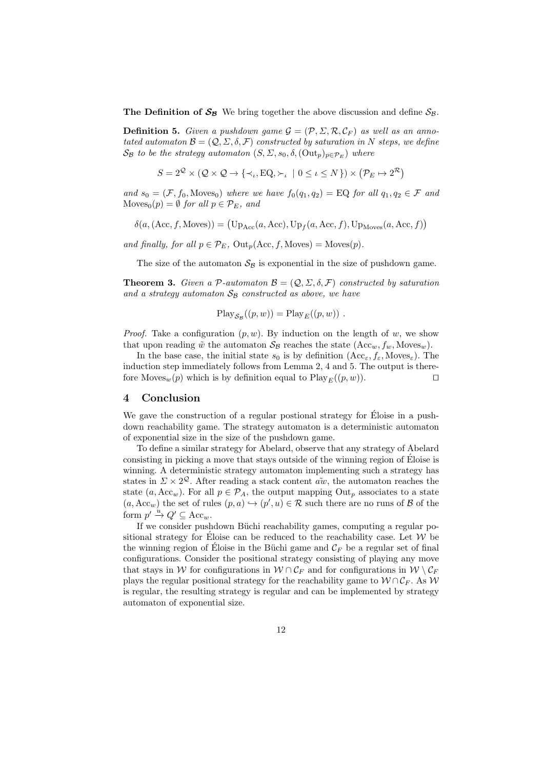**The Definition of $\mathcal{S}_\mathcal{B}$** We bring together the above discussion and define $\mathcal{S}_\mathcal{B}$.

**Definition 5.** *Given a pushdown game $\mathcal{G} = (\mathcal{P}, \Sigma, \mathcal{R}, \mathcal{C}_F)$ as well as an annotated automaton $\mathcal{B} = (\mathcal{Q}, \Sigma, \delta, \mathcal{F})$ constructed by saturation in $N$ steps, we define $\mathcal{S}_\mathcal{B}$ to be the strategy automaton $(S, \Sigma, s_0, \delta, (\mathrm{Out}_p)_{p \in \mathcal{P}_E})$ where*

$$S = 2^{\mathcal{Q}} \times (\mathcal{Q} \times \mathcal{Q} \to \{\prec_\iota, \mathrm{EQ}, \succ_\iota \mid 0 \leq \iota \leq N\}) \times (\mathcal{P}_E \mapsto 2^{\mathcal{R}})$$

*and $s_0 = (\mathcal{F}, f_0, \mathrm{Moves}_0)$ where we have $f_0(q_1, q_2) = \mathrm{EQ}$ for all $q_1, q_2 \in \mathcal{F}$ and $\mathrm{Moves}_0(p) = \emptyset$ for all $p \in \mathcal{P}_E$, and*

$$\delta(a, (\mathrm{Acc}, f, \mathrm{Moves})) = \big(\mathrm{Up}_{\mathrm{Acc}}(a, \mathrm{Acc}), \mathrm{Up}_f(a, \mathrm{Acc}, f), \mathrm{Up}_{\mathrm{Moves}}(a, \mathrm{Acc}, f)\big)$$

*and finally, for all $p \in \mathcal{P}_E$, $\mathrm{Out}_p(\mathrm{Acc}, f, \mathrm{Moves}) = \mathrm{Moves}(p)$.*

The size of the automaton $\mathcal{S}_\mathcal{B}$ is exponential in the size of pushdown game.

**Theorem 3.** *Given a $\mathcal{P}$-automaton $\mathcal{B} = (\mathcal{Q}, \Sigma, \delta, \mathcal{F})$ constructed by saturation and a strategy automaton $\mathcal{S}_\mathcal{B}$ constructed as above, we have*

$$\mathrm{Play}_{\mathcal{S}_\mathcal{B}}((p, w)) = \mathrm{Play}_E((p, w)) \ .$$

*Proof.* Take a configuration $(p, w)$. By induction on the length of $w$, we show that upon reading $\tilde{w}$ the automaton $\mathcal{S}_\mathcal{B}$ reaches the state $(\mathrm{Acc}_w, f_w, \mathrm{Moves}_w)$.

In the base case, the initial state $s_0$ is by definition $(\mathrm{Acc}_\varepsilon, f_\varepsilon, \mathrm{Moves}_\varepsilon)$. The induction step immediately follows from Lemma 2, 4 and 5. The output is therefore $\mathrm{Moves}_w(p)$ which is by definition equal to $\mathrm{Play}_E((p, w))$. ☐

## 4 Conclusion

We gave the construction of a regular postional strategy for Éloise in a pushdown reachability game. The strategy automaton is a deterministic automaton of exponential size in the size of the pushdown game.

To define a similar strategy for Abelard, observe that any strategy of Abelard consisting in picking a move that stays outside of the winning region of Éloise is winning. A deterministic strategy automaton implementing such a strategy has states in $\Sigma \times 2^{\mathcal{Q}}$. After reading a stack content $a\tilde{w}$, the automaton reaches the state $(a, \mathrm{Acc}_w)$. For all $p \in \mathcal{P}_A$, the output mapping $\mathrm{Out}_p$ associates to a state $(a, \mathrm{Acc}_w)$ the set of rules $(p, a) \hookrightarrow (p', u) \in \mathcal{R}$ such there are no runs of $\mathcal{B}$ of the form $p' \xrightarrow{u} Q' \subseteq \mathrm{Acc}_w$.

If we consider pushdown Büchi reachability games, computing a regular positional strategy for Éloise can be reduced to the reachability case. Let $\mathcal{W}$ be the winning region of Éloise in the Büchi game and $\mathcal{C}_F$ be a regular set of final configurations. Consider the positional strategy consisting of playing any move that stays in $\mathcal{W}$ for configurations in $\mathcal{W} \cap \mathcal{C}_F$ and for configurations in $\mathcal{W} \setminus \mathcal{C}_F$ plays the regular positional strategy for the reachability game to $\mathcal{W} \cap \mathcal{C}_F$. As $\mathcal{W}$ is regular, the resulting strategy is regular and can be implemented by strategy automaton of exponential size.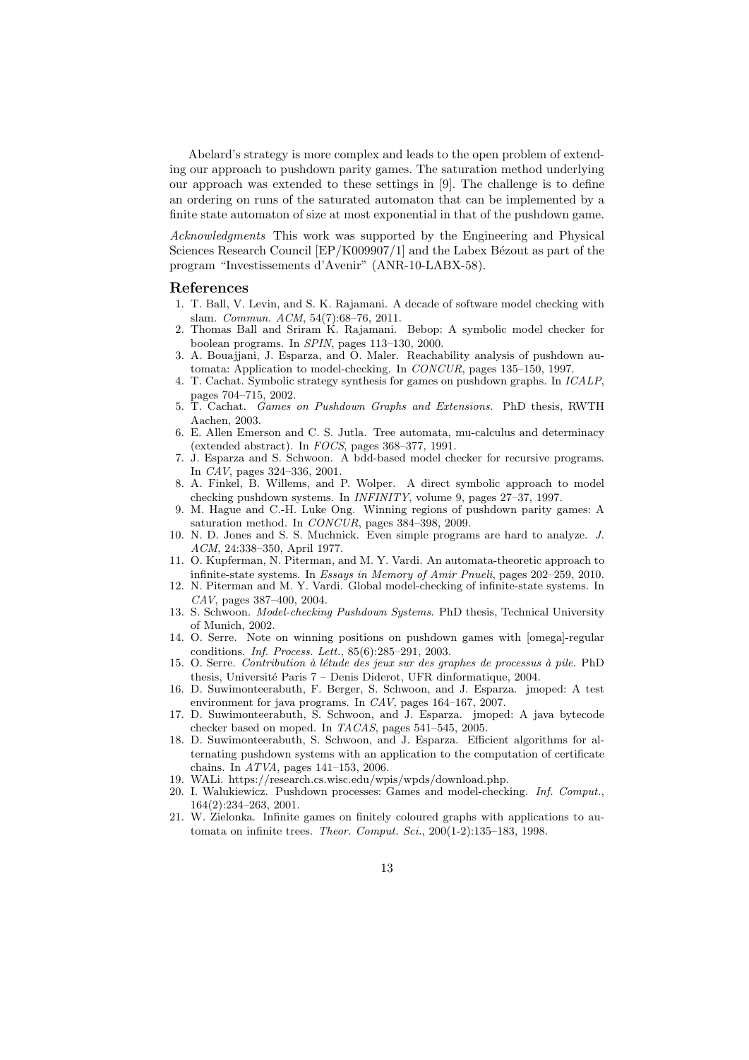Abelard's strategy is more complex and leads to the open problem of extending our approach to pushdown parity games. The saturation method underlying our approach was extended to these settings in [9]. The challenge is to define an ordering on runs of the saturated automaton that can be implemented by a finite state automaton of size at most exponential in that of the pushdown game.

*Acknowledgments* This work was supported by the Engineering and Physical Sciences Research Council [EP/K009907/1] and the Labex Bézout as part of the program "Investissements d'Avenir" (ANR-10-LABX-58).

## References

1. T. Ball, V. Levin, and S. K. Rajamani. A decade of software model checking with slam. *Commun. ACM*, 54(7):68–76, 2011.
2. Thomas Ball and Sriram K. Rajamani. Bebop: A symbolic model checker for boolean programs. In *SPIN*, pages 113–130, 2000.
3. A. Bouajjani, J. Esparza, and O. Maler. Reachability analysis of pushdown automata: Application to model-checking. In *CONCUR*, pages 135–150, 1997.
4. T. Cachat. Symbolic strategy synthesis for games on pushdown graphs. In *ICALP*, pages 704–715, 2002.
5. T. Cachat. *Games on Pushdown Graphs and Extensions*. PhD thesis, RWTH Aachen, 2003.
6. E. Allen Emerson and C. S. Jutla. Tree automata, mu-calculus and determinacy (extended abstract). In *FOCS*, pages 368–377, 1991.
7. J. Esparza and S. Schwoon. A bdd-based model checker for recursive programs. In *CAV*, pages 324–336, 2001.
8. A. Finkel, B. Willems, and P. Wolper. A direct symbolic approach to model checking pushdown systems. In *INFINITY*, volume 9, pages 27–37, 1997.
9. M. Hague and C.-H. Luke Ong. Winning regions of pushdown parity games: A saturation method. In *CONCUR*, pages 384–398, 2009.
10. N. D. Jones and S. S. Muchnick. Even simple programs are hard to analyze. *J. ACM*, 24:338–350, April 1977.
11. O. Kupferman, N. Piterman, and M. Y. Vardi. An automata-theoretic approach to infinite-state systems. In *Essays in Memory of Amir Pnueli*, pages 202–259, 2010.
12. N. Piterman and M. Y. Vardi. Global model-checking of infinite-state systems. In *CAV*, pages 387–400, 2004.
13. S. Schwoon. *Model-checking Pushdown Systems*. PhD thesis, Technical University of Munich, 2002.
14. O. Serre. Note on winning positions on pushdown games with [omega]-regular conditions. *Inf. Process. Lett.*, 85(6):285–291, 2003.
15. O. Serre. *Contribution à létude des jeux sur des graphes de processus à pile*. PhD thesis, Université Paris 7 – Denis Diderot, UFR dinformatique, 2004.
16. D. Suwimonteerabuth, F. Berger, S. Schwoon, and J. Esparza. jmoped: A test environment for java programs. In *CAV*, pages 164–167, 2007.
17. D. Suwimonteerabuth, S. Schwoon, and J. Esparza. jmoped: A java bytecode checker based on moped. In *TACAS*, pages 541–545, 2005.
18. D. Suwimonteerabuth, S. Schwoon, and J. Esparza. Efficient algorithms for alternating pushdown systems with an application to the computation of certificate chains. In *ATVA*, pages 141–153, 2006.
19. WALi. https://research.cs.wisc.edu/wpis/wpds/download.php.
20. I. Walukiewicz. Pushdown processes: Games and model-checking. *Inf. Comput.*, 164(2):234–263, 2001.
21. W. Zielonka. Infinite games on finitely coloured graphs with applications to automata on infinite trees. *Theor. Comput. Sci.*, 200(1-2):135–183, 1998.